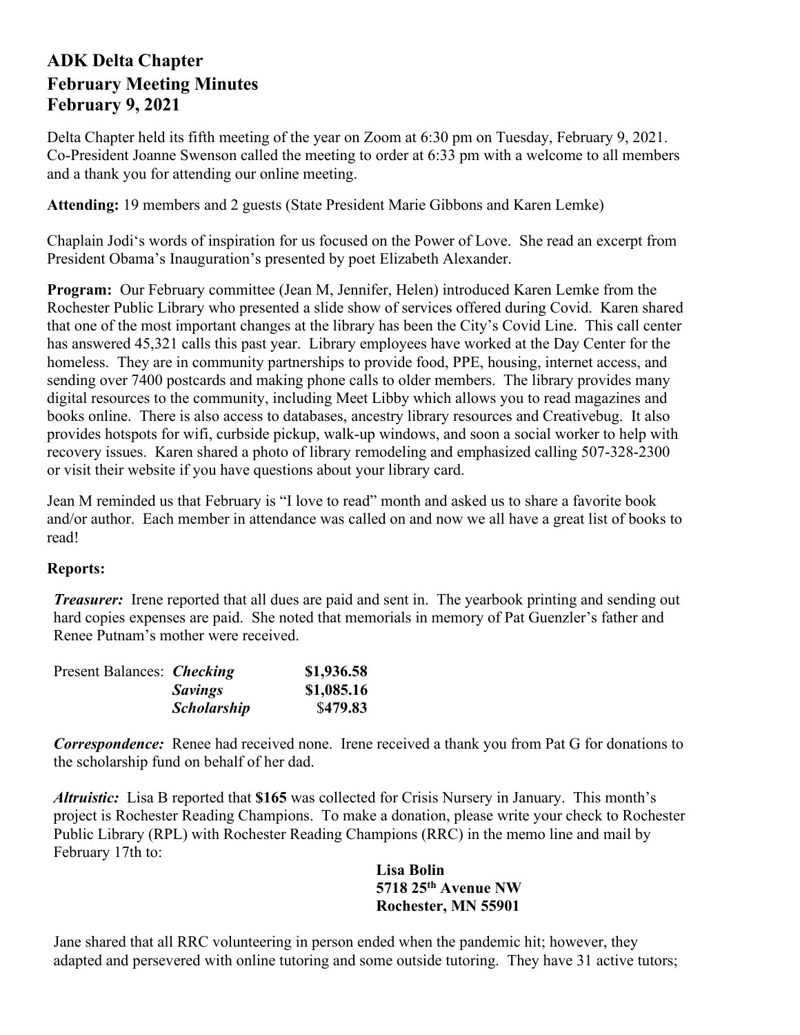# ADK Delta Chapter
# February Meeting Minutes
# February 9, 2021

Delta Chapter held its fifth meeting of the year on Zoom at 6:30 pm on Tuesday, February 9, 2021. Co-President Joanne Swenson called the meeting to order at 6:33 pm with a welcome to all members and a thank you for attending our online meeting.

**Attending:** 19 members and 2 guests (State President Marie Gibbons and Karen Lemke)

Chaplain Jodi's words of inspiration for us focused on the Power of Love. She read an excerpt from President Obama's Inauguration's presented by poet Elizabeth Alexander.

**Program:** Our February committee (Jean M, Jennifer, Helen) introduced Karen Lemke from the Rochester Public Library who presented a slide show of services offered during Covid. Karen shared that one of the most important changes at the library has been the City's Covid Line. This call center has answered 45,321 calls this past year. Library employees have worked at the Day Center for the homeless. They are in community partnerships to provide food, PPE, housing, internet access, and sending over 7400 postcards and making phone calls to older members. The library provides many digital resources to the community, including Meet Libby which allows you to read magazines and books online. There is also access to databases, ancestry library resources and Creativebug. It also provides hotspots for wifi, curbside pickup, walk-up windows, and soon a social worker to help with recovery issues. Karen shared a photo of library remodeling and emphasized calling 507-328-2300 or visit their website if you have questions about your library card.

Jean M reminded us that February is "I love to read" month and asked us to share a favorite book and/or author. Each member in attendance was called on and now we all have a great list of books to read!

**Reports:**

***Treasurer:*** Irene reported that all dues are paid and sent in. The yearbook printing and sending out hard copies expenses are paid. She noted that memorials in memory of Pat Guenzler's father and Renee Putnam's mother were received.

| Present Balances: | ***Checking*** | **$1,936.58** |
|---|---|---|
| | ***Savings*** | **$1,085.16** |
| | ***Scholarship*** | $**479.83** |

***Correspondence:*** Renee had received none. Irene received a thank you from Pat G for donations to the scholarship fund on behalf of her dad.

***Altruistic:*** Lisa B reported that **$165** was collected for Crisis Nursery in January. This month's project is Rochester Reading Champions. To make a donation, please write your check to Rochester Public Library (RPL) with Rochester Reading Champions (RRC) in the memo line and mail by February 17th to:

**Lisa Bolin**
**5718 25th Avenue NW**
**Rochester, MN 55901**

Jane shared that all RRC volunteering in person ended when the pandemic hit; however, they adapted and persevered with online tutoring and some outside tutoring. They have 31 active tutors;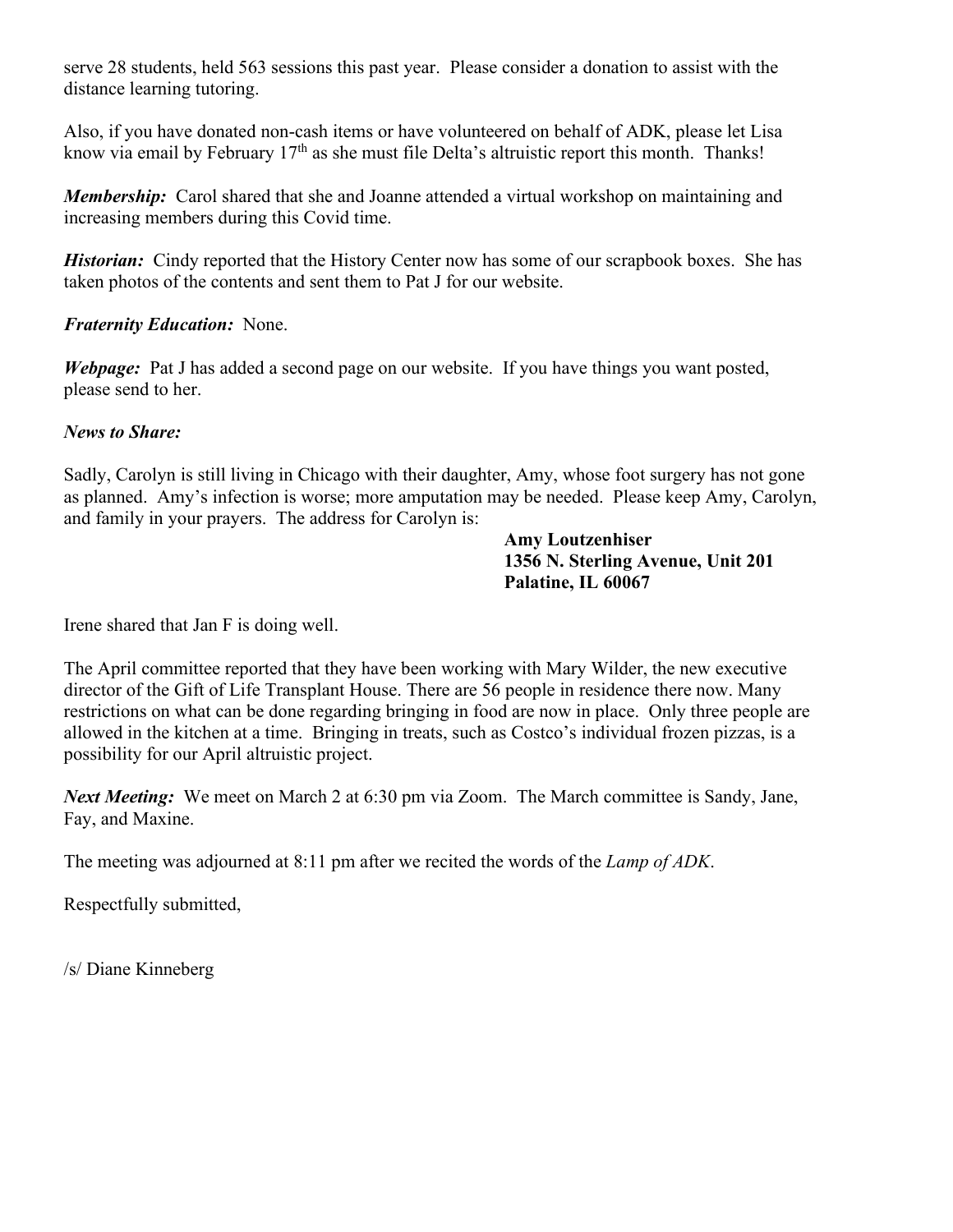serve 28 students, held 563 sessions this past year. Please consider a donation to assist with the distance learning tutoring.

Also, if you have donated non-cash items or have volunteered on behalf of ADK, please let Lisa know via email by February 17th as she must file Delta's altruistic report this month. Thanks!

***Membership:*** Carol shared that she and Joanne attended a virtual workshop on maintaining and increasing members during this Covid time.

***Historian:*** Cindy reported that the History Center now has some of our scrapbook boxes. She has taken photos of the contents and sent them to Pat J for our website.

***Fraternity Education:*** None.

***Webpage:*** Pat J has added a second page on our website. If you have things you want posted, please send to her.

***News to Share:***

Sadly, Carolyn is still living in Chicago with their daughter, Amy, whose foot surgery has not gone as planned. Amy's infection is worse; more amputation may be needed. Please keep Amy, Carolyn, and family in your prayers. The address for Carolyn is:

**Amy Loutzenhiser**
**1356 N. Sterling Avenue, Unit 201**
**Palatine, IL 60067**

Irene shared that Jan F is doing well.

The April committee reported that they have been working with Mary Wilder, the new executive director of the Gift of Life Transplant House. There are 56 people in residence there now. Many restrictions on what can be done regarding bringing in food are now in place. Only three people are allowed in the kitchen at a time. Bringing in treats, such as Costco's individual frozen pizzas, is a possibility for our April altruistic project.

***Next Meeting:*** We meet on March 2 at 6:30 pm via Zoom. The March committee is Sandy, Jane, Fay, and Maxine.

The meeting was adjourned at 8:11 pm after we recited the words of the *Lamp of ADK*.

Respectfully submitted,

/s/ Diane Kinneberg